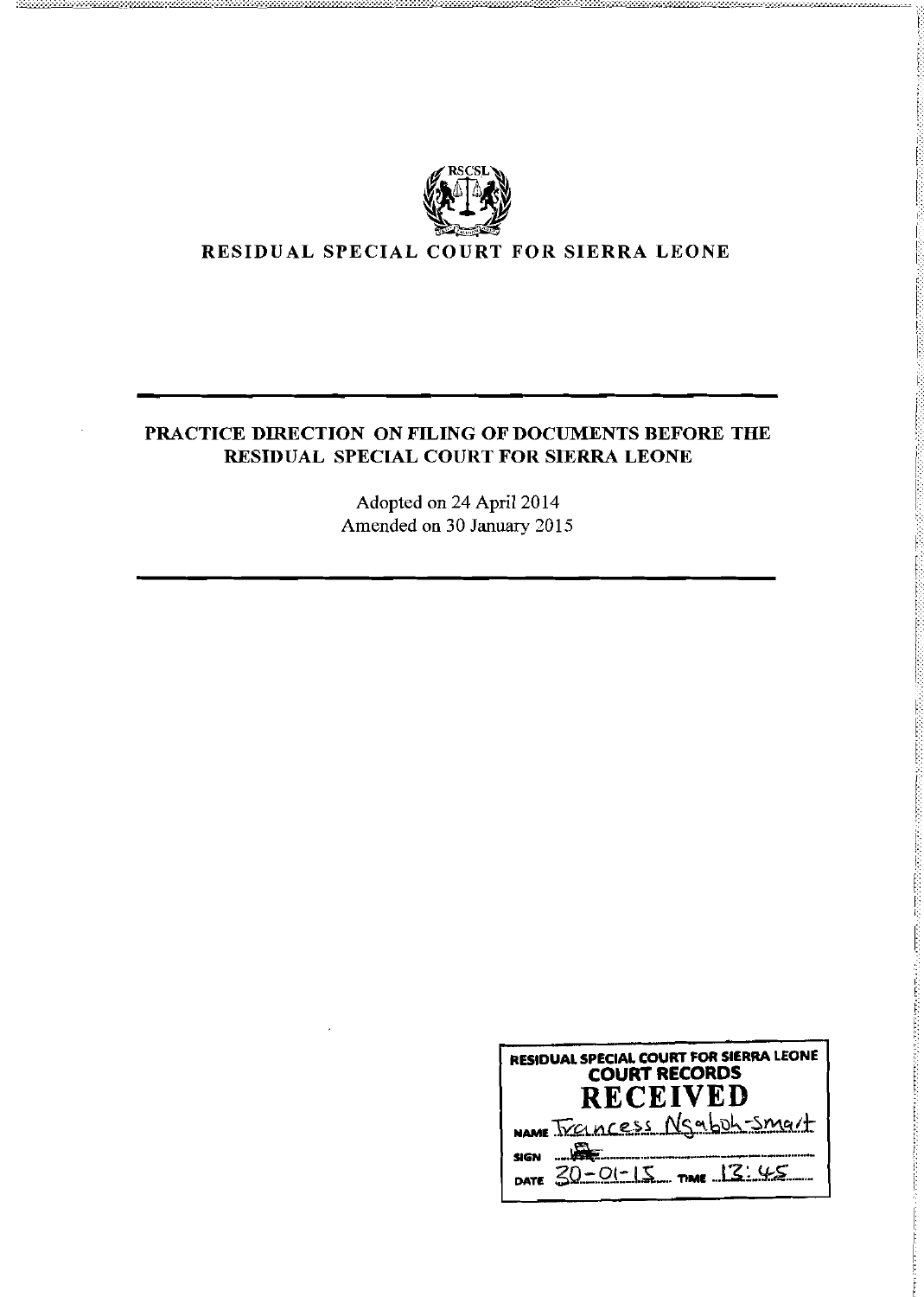RSCSL

# RESIDUAL SPECIAL COURT FOR SIERRA LEONE

---

## PRACTICE DIRECTION ON FILING OF DOCUMENTS BEFORE THE RESIDUAL SPECIAL COURT FOR SIERRA LEONE

Adopted on 24 April 2014
Amended on 30 January 2015

---

RESIDUAL SPECIAL COURT FOR SIERRA LEONE
COURT RECORDS
**RECEIVED**
NAME Francess Ngaboh-Smart
SIGN
DATE 30-01-15 TIME 13:45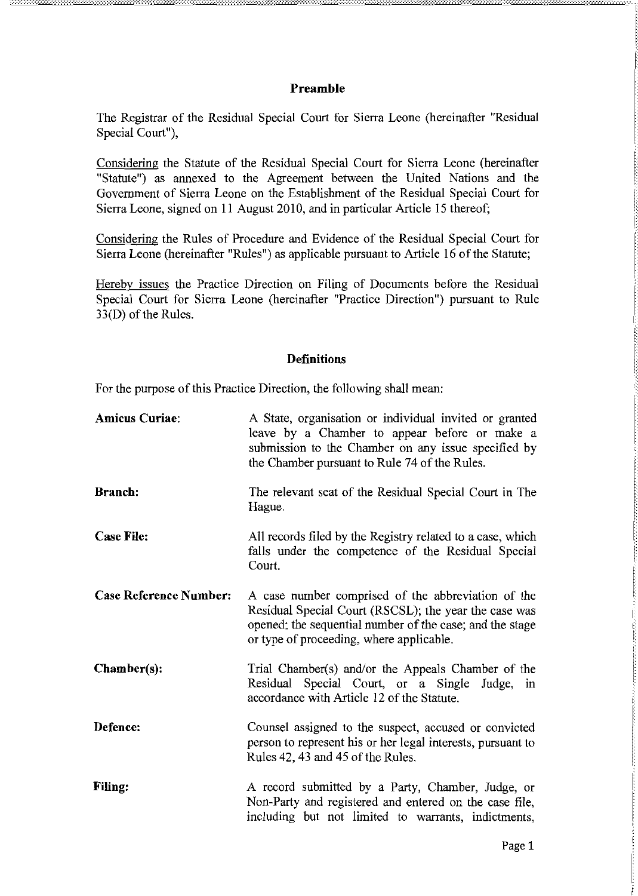## Preamble

The Registrar of the Residual Special Court for Sierra Leone (hereinafter "Residual Special Court"),

Considering the Statute of the Residual Special Court for Sierra Leone (hereinafter "Statute") as annexed to the Agreement between the United Nations and the Government of Sierra Leone on the Establishment of the Residual Special Court for Sierra Leone, signed on 11 August 2010, and in particular Article 15 thereof;

Considering the Rules of Procedure and Evidence of the Residual Special Court for Sierra Leone (hereinafter "Rules") as applicable pursuant to Article 16 of the Statute;

Hereby issues the Practice Direction on Filing of Documents before the Residual Special Court for Sierra Leone (hereinafter "Practice Direction") pursuant to Rule 33(D) of the Rules.

## Definitions

For the purpose of this Practice Direction, the following shall mean:

**Amicus Curiae**: A State, organisation or individual invited or granted leave by a Chamber to appear before or make a submission to the Chamber on any issue specified by the Chamber pursuant to Rule 74 of the Rules.

**Branch:** The relevant seat of the Residual Special Court in The Hague.

**Case File:** All records filed by the Registry related to a case, which falls under the competence of the Residual Special Court.

**Case Reference Number:** A case number comprised of the abbreviation of the Residual Special Court (RSCSL); the year the case was opened; the sequential number of the case; and the stage or type of proceeding, where applicable.

**Chamber(s):** Trial Chamber(s) and/or the Appeals Chamber of the Residual Special Court, or a Single Judge, in accordance with Article 12 of the Statute.

**Defence:** Counsel assigned to the suspect, accused or convicted person to represent his or her legal interests, pursuant to Rules 42, 43 and 45 of the Rules.

**Filing:** A record submitted by a Party, Chamber, Judge, or Non-Party and registered and entered on the case file, including but not limited to warrants, indictments,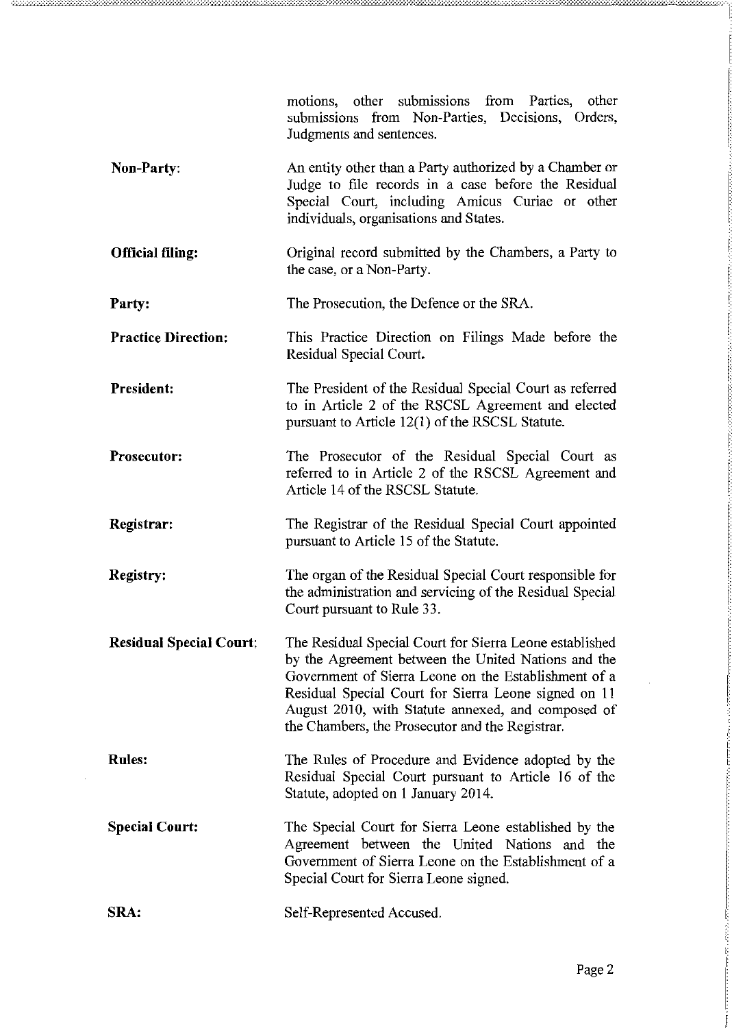| | |
|---|---|
| | motions, other submissions from Parties, other submissions from Non-Parties, Decisions, Orders, Judgments and sentences. |
| **Non-Party**: | An entity other than a Party authorized by a Chamber or Judge to file records in a case before the Residual Special Court, including Amicus Curiae or other individuals, organisations and States. |
| **Official filing:** | Original record submitted by the Chambers, a Party to the case, or a Non-Party. |
| **Party:** | The Prosecution, the Defence or the SRA. |
| **Practice Direction:** | This Practice Direction on Filings Made before the Residual Special Court. |
| **President:** | The President of the Residual Special Court as referred to in Article 2 of the RSCSL Agreement and elected pursuant to Article 12(1) of the RSCSL Statute. |
| **Prosecutor:** | The Prosecutor of the Residual Special Court as referred to in Article 2 of the RSCSL Agreement and Article 14 of the RSCSL Statute. |
| **Registrar:** | The Registrar of the Residual Special Court appointed pursuant to Article 15 of the Statute. |
| **Registry:** | The organ of the Residual Special Court responsible for the administration and servicing of the Residual Special Court pursuant to Rule 33. |
| **Residual Special Court**: | The Residual Special Court for Sierra Leone established by the Agreement between the United Nations and the Government of Sierra Leone on the Establishment of a Residual Special Court for Sierra Leone signed on 11 August 2010, with Statute annexed, and composed of the Chambers, the Prosecutor and the Registrar. |
| **Rules:** | The Rules of Procedure and Evidence adopted by the Residual Special Court pursuant to Article 16 of the Statute, adopted on 1 January 2014. |
| **Special Court:** | The Special Court for Sierra Leone established by the Agreement between the United Nations and the Government of Sierra Leone on the Establishment of a Special Court for Sierra Leone signed. |
| **SRA:** | Self-Represented Accused. |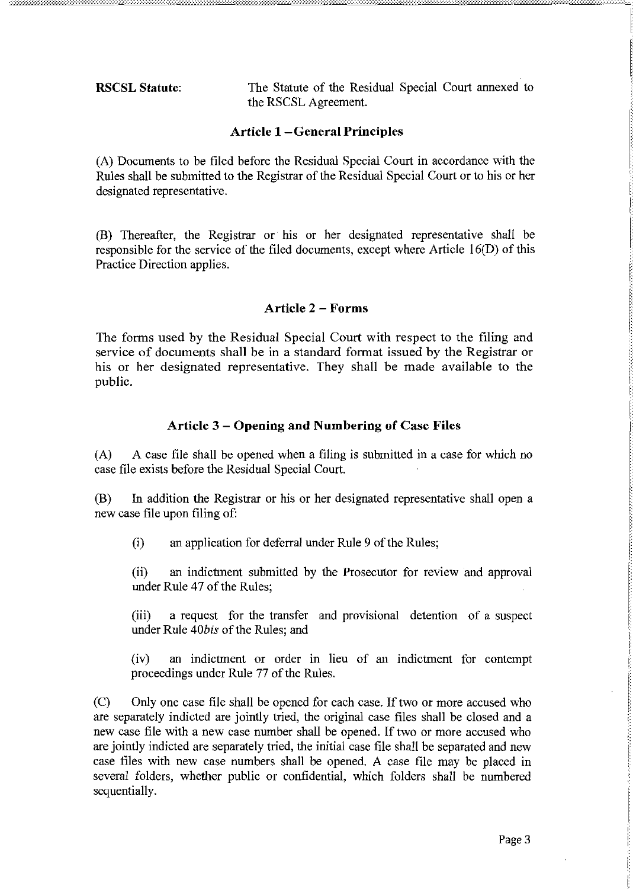**RSCSL Statute**: The Statute of the Residual Special Court annexed to the RSCSL Agreement.

### Article 1 – General Principles

(A) Documents to be filed before the Residual Special Court in accordance with the Rules shall be submitted to the Registrar of the Residual Special Court or to his or her designated representative.

(B) Thereafter, the Registrar or his or her designated representative shall be responsible for the service of the filed documents, except where Article 16(D) of this Practice Direction applies.

### Article 2 – Forms

The forms used by the Residual Special Court with respect to the filing and service of documents shall be in a standard format issued by the Registrar or his or her designated representative. They shall be made available to the public.

### Article 3 – Opening and Numbering of Case Files

(A) A case file shall be opened when a filing is submitted in a case for which no case file exists before the Residual Special Court.

(B) In addition the Registrar or his or her designated representative shall open a new case file upon filing of:

(i) an application for deferral under Rule 9 of the Rules;

(ii) an indictment submitted by the Prosecutor for review and approval under Rule 47 of the Rules;

(iii) a request for the transfer and provisional detention of a suspect under Rule 40*bis* of the Rules; and

(iv) an indictment or order in lieu of an indictment for contempt proceedings under Rule 77 of the Rules.

(C) Only one case file shall be opened for each case. If two or more accused who are separately indicted are jointly tried, the original case files shall be closed and a new case file with a new case number shall be opened. If two or more accused who are jointly indicted are separately tried, the initial case file shall be separated and new case files with new case numbers shall be opened. A case file may be placed in several folders, whether public or confidential, which folders shall be numbered sequentially.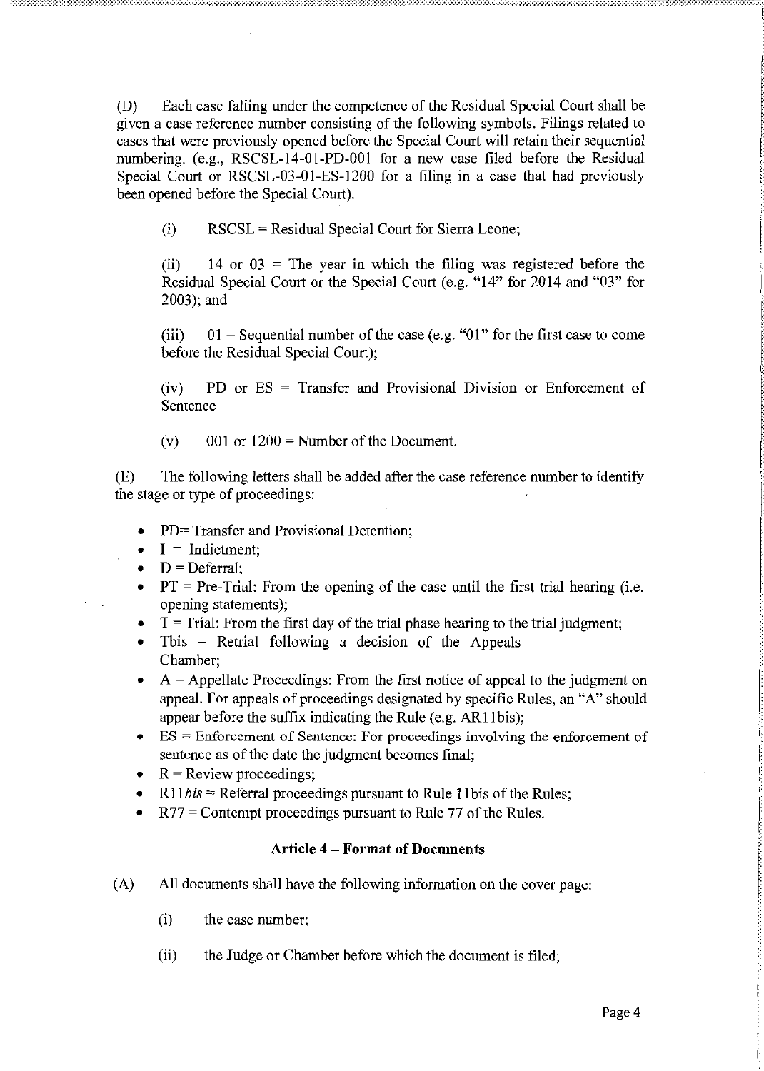(D) Each case falling under the competence of the Residual Special Court shall be given a case reference number consisting of the following symbols. Filings related to cases that were previously opened before the Special Court will retain their sequential numbering. (e.g., RSCSL-14-01-PD-001 for a new case filed before the Residual Special Court or RSCSL-03-01-ES-1200 for a filing in a case that had previously been opened before the Special Court).

(i) RSCSL = Residual Special Court for Sierra Leone;

(ii) 14 or 03 = The year in which the filing was registered before the Residual Special Court or the Special Court (e.g. "14" for 2014 and "03" for 2003); and

(iii) 01 = Sequential number of the case (e.g. "01" for the first case to come before the Residual Special Court);

(iv) PD or ES = Transfer and Provisional Division or Enforcement of Sentence

(v) 001 or 1200 = Number of the Document.

(E) The following letters shall be added after the case reference number to identify the stage or type of proceedings:

- PD= Transfer and Provisional Detention;
- I = Indictment;
- D = Deferral;
- PT = Pre-Trial: From the opening of the case until the first trial hearing (i.e. opening statements);
- T = Trial: From the first day of the trial phase hearing to the trial judgment;
- Tbis = Retrial following a decision of the Appeals Chamber;
- A = Appellate Proceedings: From the first notice of appeal to the judgment on appeal. For appeals of proceedings designated by specific Rules, an "A" should appear before the suffix indicating the Rule (e.g. AR11bis);
- ES = Enforcement of Sentence: For proceedings involving the enforcement of sentence as of the date the judgment becomes final;
- R = Review proceedings;
- R11*bis* = Referral proceedings pursuant to Rule 11bis of the Rules;
- R77 = Contempt proceedings pursuant to Rule 77 of the Rules.

### Article 4 – Format of Documents

(A) All documents shall have the following information on the cover page:

(i) the case number;

(ii) the Judge or Chamber before which the document is filed;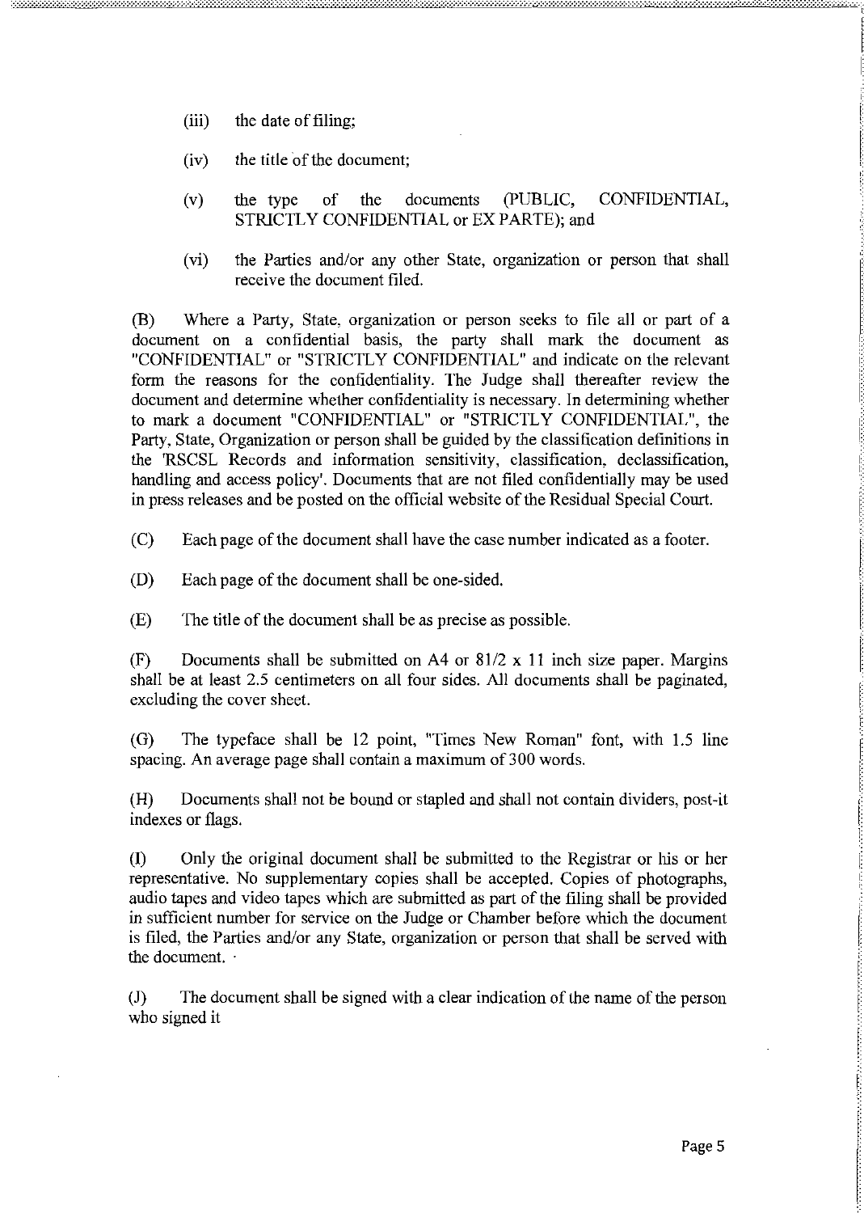(iii) the date of filing;

(iv) the title of the document;

(v) the type of the documents (PUBLIC, CONFIDENTIAL, STRICTLY CONFIDENTIAL or EX PARTE); and

(vi) the Parties and/or any other State, organization or person that shall receive the document filed.

(B) Where a Party, State, organization or person seeks to file all or part of a document on a confidential basis, the party shall mark the document as "CONFIDENTIAL" or "STRICTLY CONFIDENTIAL" and indicate on the relevant form the reasons for the confidentiality. The Judge shall thereafter review the document and determine whether confidentiality is necessary. In determining whether to mark a document "CONFIDENTIAL" or "STRICTLY CONFIDENTIAL", the Party, State, Organization or person shall be guided by the classification definitions in the 'RSCSL Records and information sensitivity, classification, declassification, handling and access policy'. Documents that are not filed confidentially may be used in press releases and be posted on the official website of the Residual Special Court.

(C) Each page of the document shall have the case number indicated as a footer.

(D) Each page of the document shall be one-sided.

(E) The title of the document shall be as precise as possible.

(F) Documents shall be submitted on A4 or 81/2 x 11 inch size paper. Margins shall be at least 2.5 centimeters on all four sides. All documents shall be paginated, excluding the cover sheet.

(G) The typeface shall be 12 point, "Times New Roman" font, with 1.5 line spacing. An average page shall contain a maximum of 300 words.

(H) Documents shall not be bound or stapled and shall not contain dividers, post-it indexes or flags.

(I) Only the original document shall be submitted to the Registrar or his or her representative. No supplementary copies shall be accepted. Copies of photographs, audio tapes and video tapes which are submitted as part of the filing shall be provided in sufficient number for service on the Judge or Chamber before which the document is filed, the Parties and/or any State, organization or person that shall be served with the document.

(J) The document shall be signed with a clear indication of the name of the person who signed it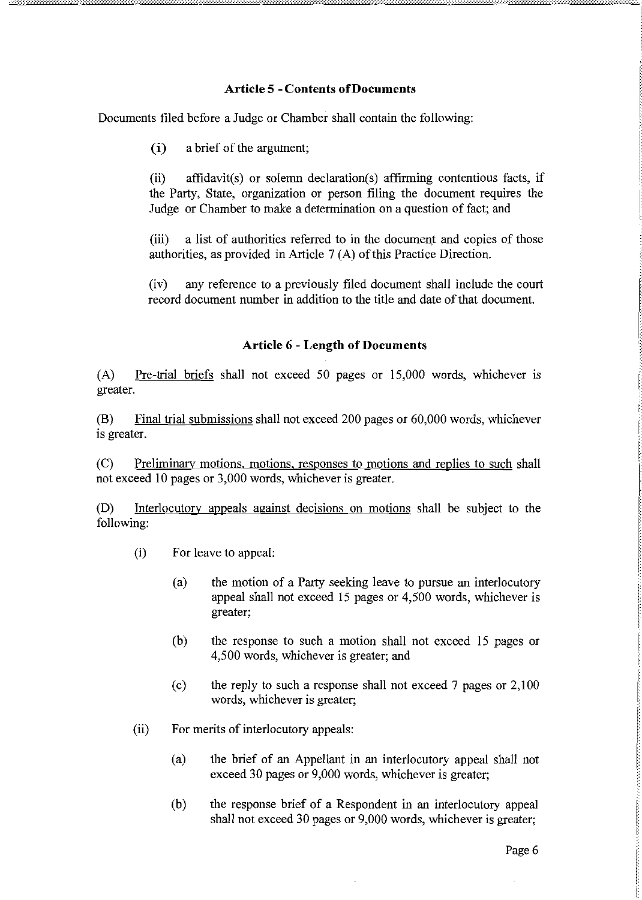### Article 5 - Contents ofDocuments

Documents filed before a Judge or Chamber shall contain the following:

(i) a brief of the argument;

(ii) affidavit(s) or solemn declaration(s) affirming contentious facts, if the Party, State, organization or person filing the document requires the Judge or Chamber to make a determination on a question of fact; and

(iii) a list of authorities referred to in the document and copies of those authorities, as provided in Article 7 (A) of this Practice Direction.

(iv) any reference to a previously filed document shall include the court record document number in addition to the title and date of that document.

### Article 6 - Length of Documents

(A) Pre-trial briefs shall not exceed 50 pages or 15,000 words, whichever is greater.

(B) Final trial submissions shall not exceed 200 pages or 60,000 words, whichever is greater.

(C) Preliminary motions, motions, responses to motions and replies to such shall not exceed 10 pages or 3,000 words, whichever is greater.

(D) Interlocutory appeals against decisions on motions shall be subject to the following:

(i) For leave to appeal:

(a) the motion of a Party seeking leave to pursue an interlocutory appeal shall not exceed 15 pages or 4,500 words, whichever is greater;

(b) the response to such a motion shall not exceed 15 pages or 4,500 words, whichever is greater; and

(c) the reply to such a response shall not exceed 7 pages or 2,100 words, whichever is greater;

(ii) For merits of interlocutory appeals:

(a) the brief of an Appellant in an interlocutory appeal shall not exceed 30 pages or 9,000 words, whichever is greater;

(b) the response brief of a Respondent in an interlocutory appeal shall not exceed 30 pages or 9,000 words, whichever is greater;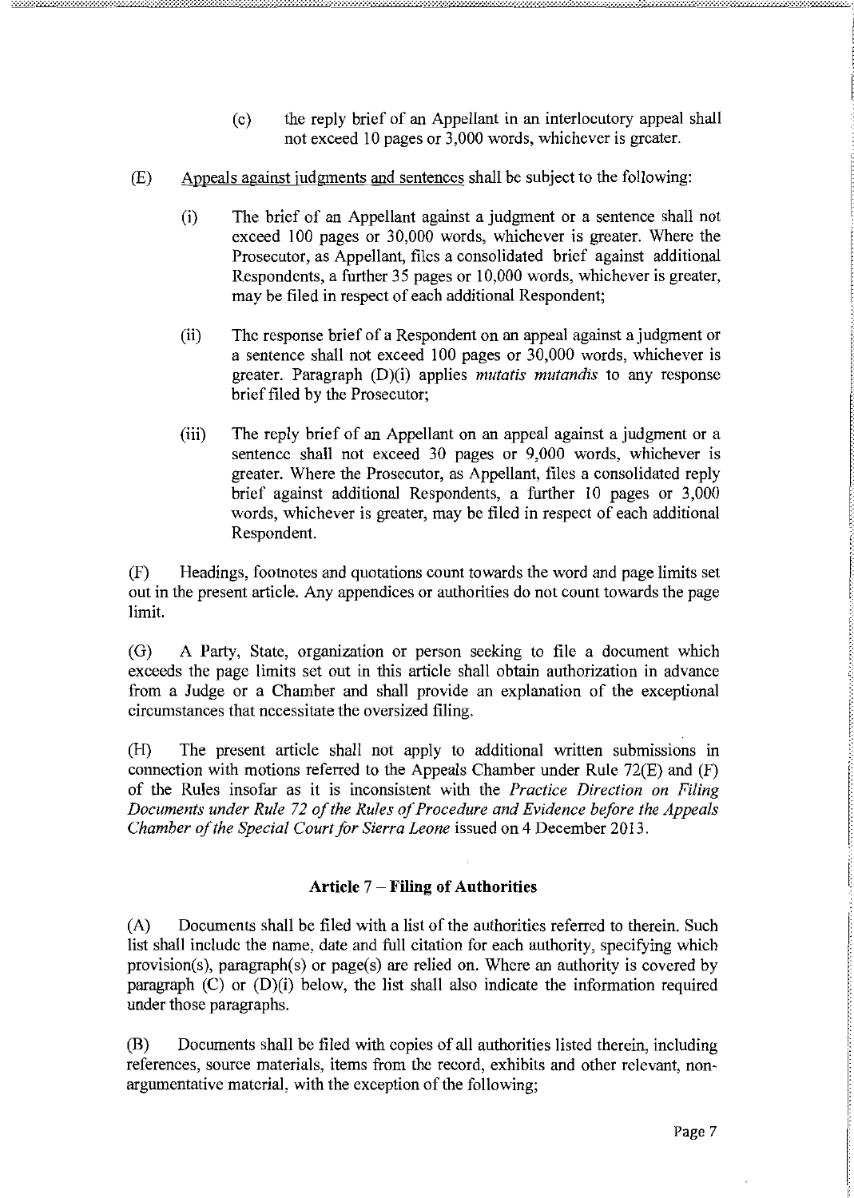(c) the reply brief of an Appellant in an interlocutory appeal shall not exceed 10 pages or 3,000 words, whichever is greater.

(E) Appeals against judgments and sentences shall be subject to the following:

(i) The brief of an Appellant against a judgment or a sentence shall not exceed 100 pages or 30,000 words, whichever is greater. Where the Prosecutor, as Appellant, files a consolidated brief against additional Respondents, a further 35 pages or 10,000 words, whichever is greater, may be filed in respect of each additional Respondent;

(ii) The response brief of a Respondent on an appeal against a judgment or a sentence shall not exceed 100 pages or 30,000 words, whichever is greater. Paragraph (D)(i) applies *mutatis mutandis* to any response brief filed by the Prosecutor;

(iii) The reply brief of an Appellant on an appeal against a judgment or a sentence shall not exceed 30 pages or 9,000 words, whichever is greater. Where the Prosecutor, as Appellant, files a consolidated reply brief against additional Respondents, a further 10 pages or 3,000 words, whichever is greater, may be filed in respect of each additional Respondent.

(F) Headings, footnotes and quotations count towards the word and page limits set out in the present article. Any appendices or authorities do not count towards the page limit.

(G) A Party, State, organization or person seeking to file a document which exceeds the page limits set out in this article shall obtain authorization in advance from a Judge or a Chamber and shall provide an explanation of the exceptional circumstances that necessitate the oversized filing.

(H) The present article shall not apply to additional written submissions in connection with motions referred to the Appeals Chamber under Rule 72(E) and (F) of the Rules insofar as it is inconsistent with the *Practice Direction on Filing Documents under Rule 72 of the Rules of Procedure and Evidence before the Appeals Chamber of the Special Court for Sierra Leone* issued on 4 December 2013.

### Article 7 – Filing of Authorities

(A) Documents shall be filed with a list of the authorities referred to therein. Such list shall include the name, date and full citation for each authority, specifying which provision(s), paragraph(s) or page(s) are relied on. Where an authority is covered by paragraph (C) or (D)(i) below, the list shall also indicate the information required under those paragraphs.

(B) Documents shall be filed with copies of all authorities listed therein, including references, source materials, items from the record, exhibits and other relevant, non-argumentative material, with the exception of the following;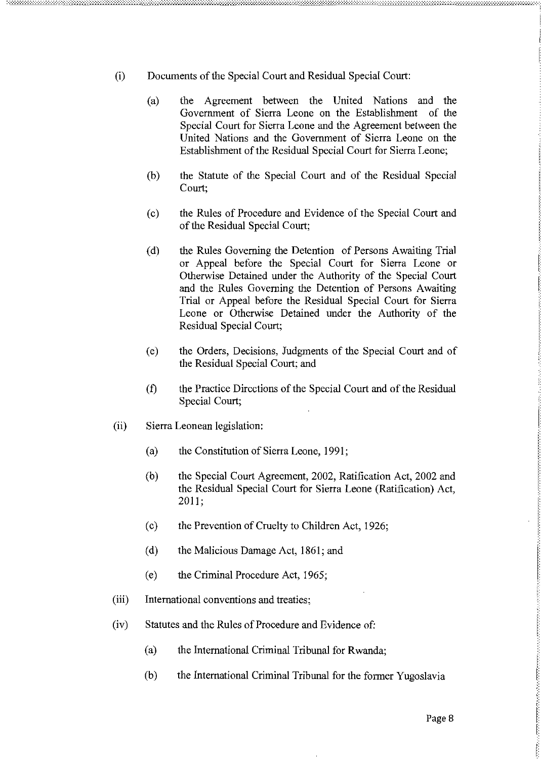(i) Documents of the Special Court and Residual Special Court:

   (a) the Agreement between the United Nations and the Government of Sierra Leone on the Establishment of the Special Court for Sierra Leone and the Agreement between the United Nations and the Government of Sierra Leone on the Establishment of the Residual Special Court for Sierra Leone;

   (b) the Statute of the Special Court and of the Residual Special Court;

   (c) the Rules of Procedure and Evidence of the Special Court and of the Residual Special Court;

   (d) the Rules Governing the Detention of Persons Awaiting Trial or Appeal before the Special Court for Sierra Leone or Otherwise Detained under the Authority of the Special Court and the Rules Governing the Detention of Persons Awaiting Trial or Appeal before the Residual Special Court for Sierra Leone or Otherwise Detained under the Authority of the Residual Special Court;

   (e) the Orders, Decisions, Judgments of the Special Court and of the Residual Special Court; and

   (f) the Practice Directions of the Special Court and of the Residual Special Court;

(ii) Sierra Leonean legislation:

   (a) the Constitution of Sierra Leone, 1991;

   (b) the Special Court Agreement, 2002, Ratification Act, 2002 and the Residual Special Court for Sierra Leone (Ratification) Act, 2011;

   (c) the Prevention of Cruelty to Children Act, 1926;

   (d) the Malicious Damage Act, 1861; and

   (e) the Criminal Procedure Act, 1965;

(iii) International conventions and treaties;

(iv) Statutes and the Rules of Procedure and Evidence of:

   (a) the International Criminal Tribunal for Rwanda;

   (b) the International Criminal Tribunal for the former Yugoslavia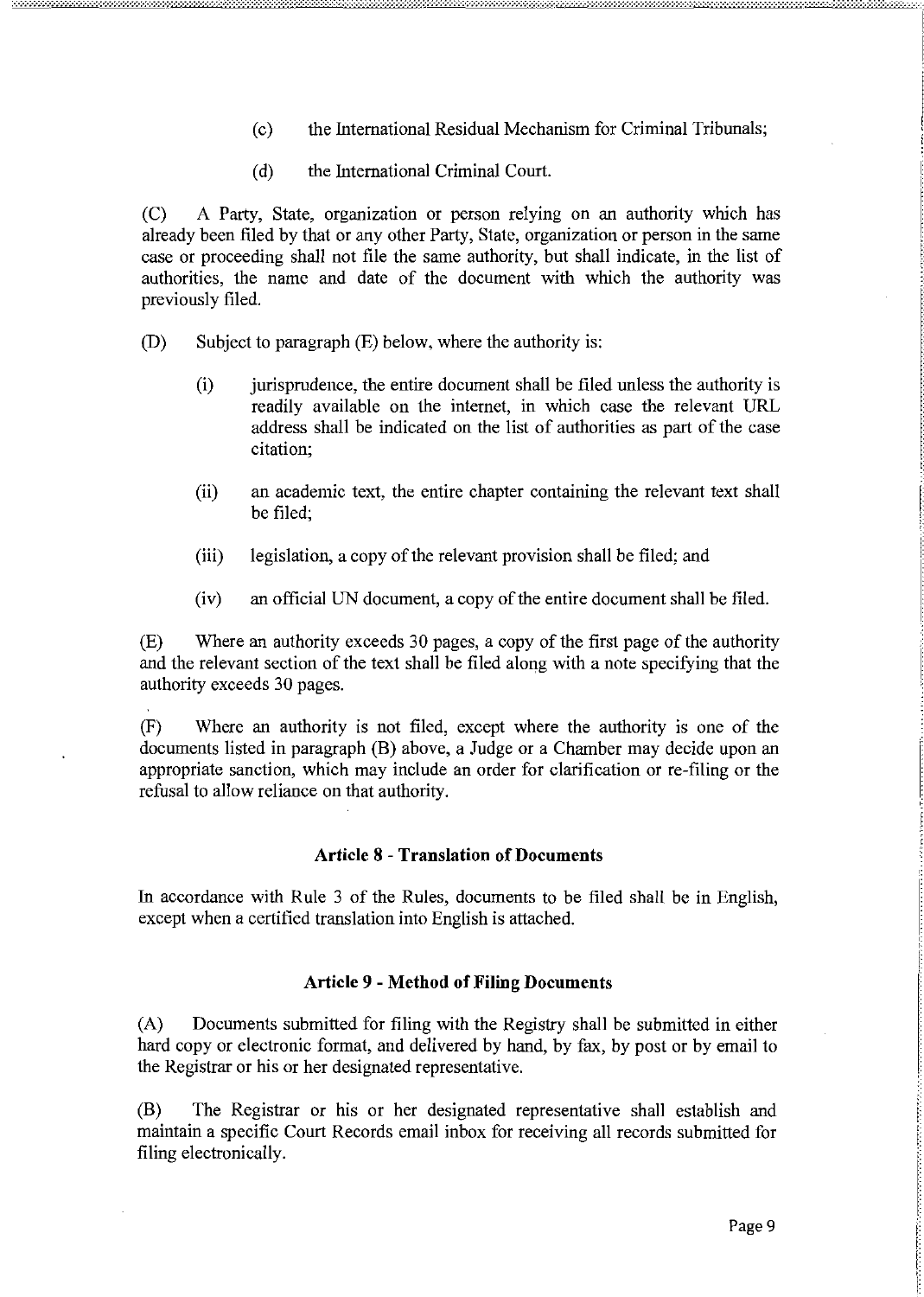(c) the International Residual Mechanism for Criminal Tribunals;

(d) the International Criminal Court.

(C) A Party, State, organization or person relying on an authority which has already been filed by that or any other Party, State, organization or person in the same case or proceeding shall not file the same authority, but shall indicate, in the list of authorities, the name and date of the document with which the authority was previously filed.

(D) Subject to paragraph (E) below, where the authority is:

(i) jurisprudence, the entire document shall be filed unless the authority is readily available on the internet, in which case the relevant URL address shall be indicated on the list of authorities as part of the case citation;

(ii) an academic text, the entire chapter containing the relevant text shall be filed;

(iii) legislation, a copy of the relevant provision shall be filed; and

(iv) an official UN document, a copy of the entire document shall be filed.

(E) Where an authority exceeds 30 pages, a copy of the first page of the authority and the relevant section of the text shall be filed along with a note specifying that the authority exceeds 30 pages.

(F) Where an authority is not filed, except where the authority is one of the documents listed in paragraph (B) above, a Judge or a Chamber may decide upon an appropriate sanction, which may include an order for clarification or re-filing or the refusal to allow reliance on that authority.

### Article 8 - Translation of Documents

In accordance with Rule 3 of the Rules, documents to be filed shall be in English, except when a certified translation into English is attached.

### Article 9 - Method of Filing Documents

(A) Documents submitted for filing with the Registry shall be submitted in either hard copy or electronic format, and delivered by hand, by fax, by post or by email to the Registrar or his or her designated representative.

(B) The Registrar or his or her designated representative shall establish and maintain a specific Court Records email inbox for receiving all records submitted for filing electronically.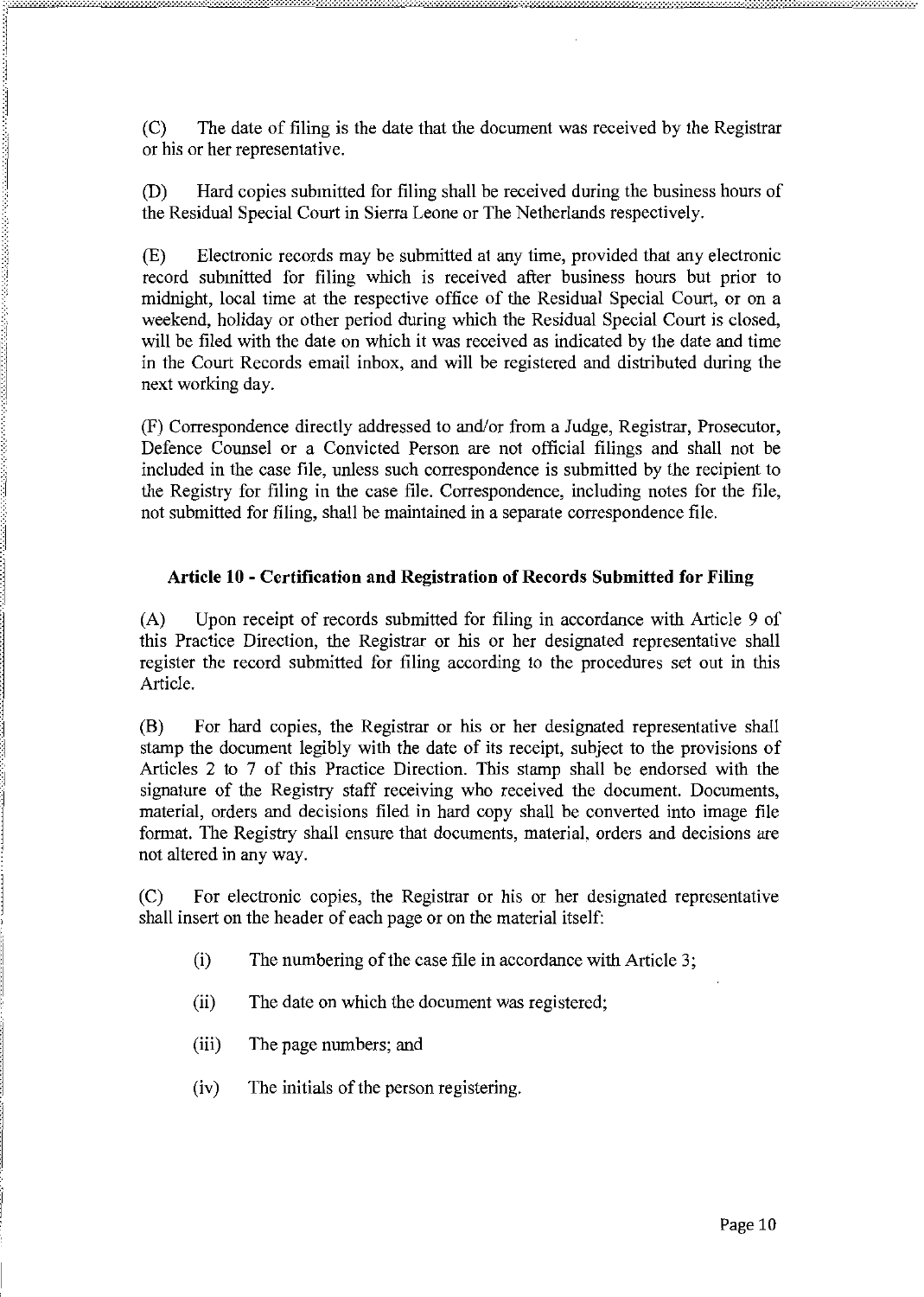(C) The date of filing is the date that the document was received by the Registrar or his or her representative.

(D) Hard copies submitted for filing shall be received during the business hours of the Residual Special Court in Sierra Leone or The Netherlands respectively.

(E) Electronic records may be submitted at any time, provided that any electronic record submitted for filing which is received after business hours but prior to midnight, local time at the respective office of the Residual Special Court, or on a weekend, holiday or other period during which the Residual Special Court is closed, will be filed with the date on which it was received as indicated by the date and time in the Court Records email inbox, and will be registered and distributed during the next working day.

(F) Correspondence directly addressed to and/or from a Judge, Registrar, Prosecutor, Defence Counsel or a Convicted Person are not official filings and shall not be included in the case file, unless such correspondence is submitted by the recipient to the Registry for filing in the case file. Correspondence, including notes for the file, not submitted for filing, shall be maintained in a separate correspondence file.

### Article 10 - Certification and Registration of Records Submitted for Filing

(A) Upon receipt of records submitted for filing in accordance with Article 9 of this Practice Direction, the Registrar or his or her designated representative shall register the record submitted for filing according to the procedures set out in this Article.

(B) For hard copies, the Registrar or his or her designated representative shall stamp the document legibly with the date of its receipt, subject to the provisions of Articles 2 to 7 of this Practice Direction. This stamp shall be endorsed with the signature of the Registry staff receiving who received the document. Documents, material, orders and decisions filed in hard copy shall be converted into image file format. The Registry shall ensure that documents, material, orders and decisions are not altered in any way.

(C) For electronic copies, the Registrar or his or her designated representative shall insert on the header of each page or on the material itself:

(i) The numbering of the case file in accordance with Article 3;

(ii) The date on which the document was registered;

(iii) The page numbers; and

(iv) The initials of the person registering.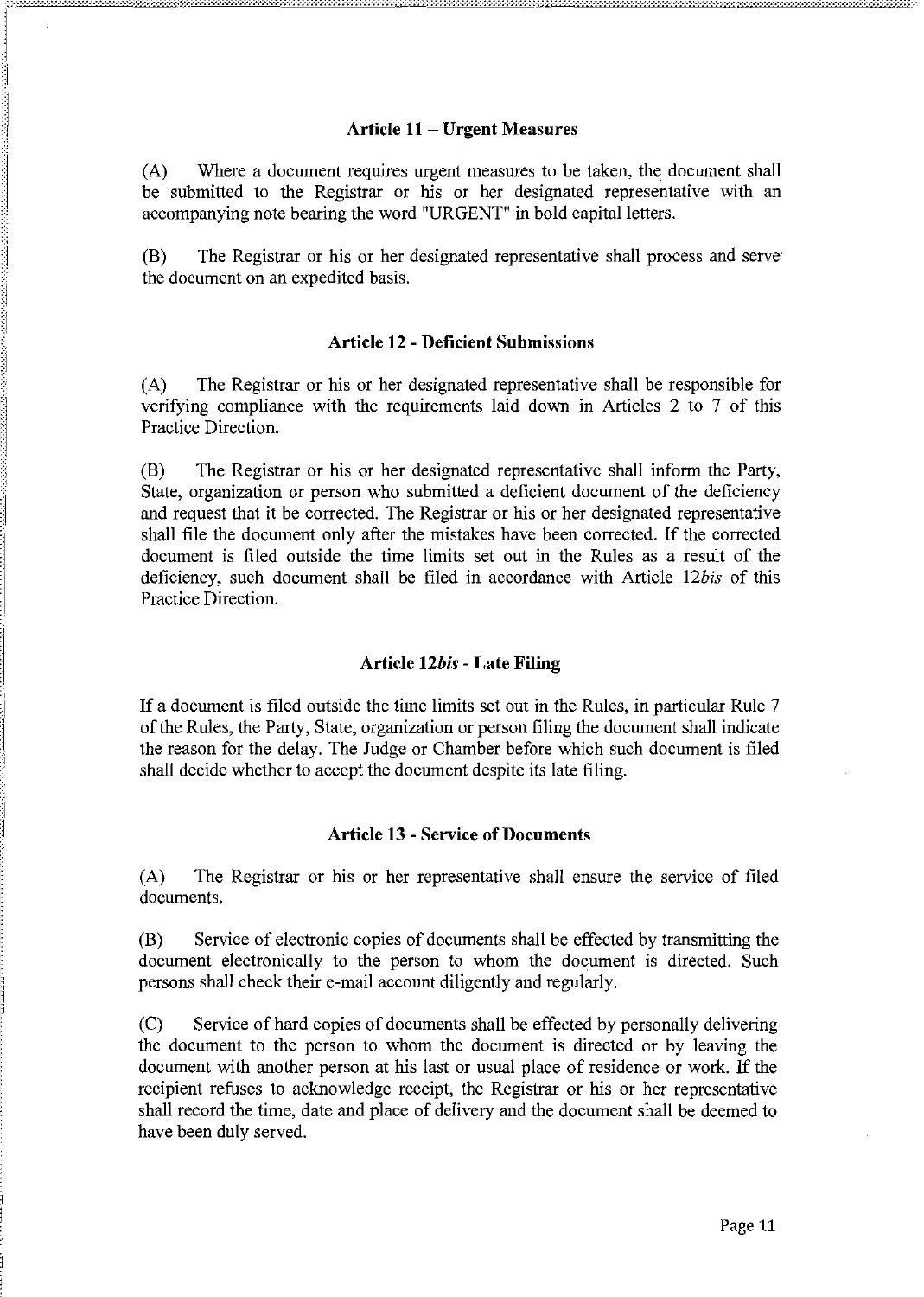### Article 11 – Urgent Measures

(A) Where a document requires urgent measures to be taken, the document shall be submitted to the Registrar or his or her designated representative with an accompanying note bearing the word "URGENT" in bold capital letters.

(B) The Registrar or his or her designated representative shall process and serve the document on an expedited basis.

### Article 12 - Deficient Submissions

(A) The Registrar or his or her designated representative shall be responsible for verifying compliance with the requirements laid down in Articles 2 to 7 of this Practice Direction.

(B) The Registrar or his or her designated representative shall inform the Party, State, organization or person who submitted a deficient document of the deficiency and request that it be corrected. The Registrar or his or her designated representative shall file the document only after the mistakes have been corrected. If the corrected document is filed outside the time limits set out in the Rules as a result of the deficiency, such document shall be filed in accordance with Article 12*bis* of this Practice Direction.

### Article 12*bis* - Late Filing

If a document is filed outside the time limits set out in the Rules, in particular Rule 7 of the Rules, the Party, State, organization or person filing the document shall indicate the reason for the delay. The Judge or Chamber before which such document is filed shall decide whether to accept the document despite its late filing.

### Article 13 - Service of Documents

(A) The Registrar or his or her representative shall ensure the service of filed documents.

(B) Service of electronic copies of documents shall be effected by transmitting the document electronically to the person to whom the document is directed. Such persons shall check their e-mail account diligently and regularly.

(C) Service of hard copies of documents shall be effected by personally delivering the document to the person to whom the document is directed or by leaving the document with another person at his last or usual place of residence or work. If the recipient refuses to acknowledge receipt, the Registrar or his or her representative shall record the time, date and place of delivery and the document shall be deemed to have been duly served.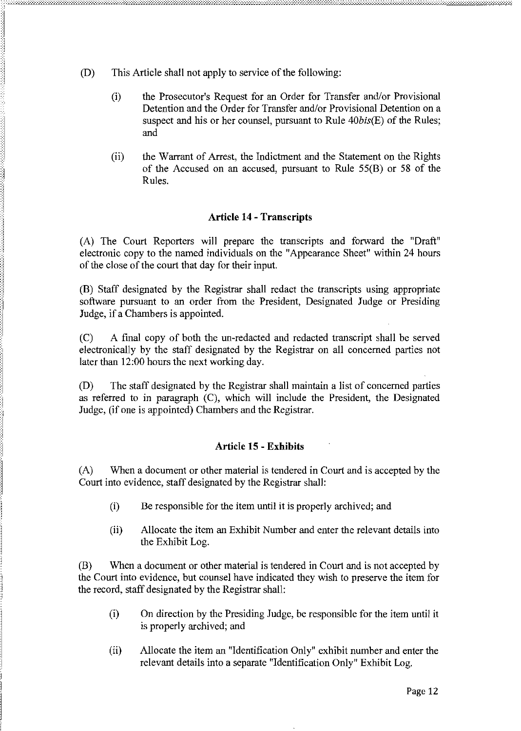(D) This Article shall not apply to service of the following:

(i) the Prosecutor's Request for an Order for Transfer and/or Provisional Detention and the Order for Transfer and/or Provisional Detention on a suspect and his or her counsel, pursuant to Rule 40*bis*(E) of the Rules; and

(ii) the Warrant of Arrest, the Indictment and the Statement on the Rights of the Accused on an accused, pursuant to Rule 55(B) or 58 of the Rules.

### Article 14 - Transcripts

(A) The Court Reporters will prepare the transcripts and forward the "Draft" electronic copy to the named individuals on the "Appearance Sheet" within 24 hours of the close of the court that day for their input.

(B) Staff designated by the Registrar shall redact the transcripts using appropriate software pursuant to an order from the President, Designated Judge or Presiding Judge, if a Chambers is appointed.

(C) A final copy of both the un-redacted and redacted transcript shall be served electronically by the staff designated by the Registrar on all concerned parties not later than 12:00 hours the next working day.

(D) The staff designated by the Registrar shall maintain a list of concerned parties as referred to in paragraph (C), which will include the President, the Designated Judge, (if one is appointed) Chambers and the Registrar.

### Article 15 - Exhibits

(A) When a document or other material is tendered in Court and is accepted by the Court into evidence, staff designated by the Registrar shall:

(i) Be responsible for the item until it is properly archived; and

(ii) Allocate the item an Exhibit Number and enter the relevant details into the Exhibit Log.

(B) When a document or other material is tendered in Court and is not accepted by the Court into evidence, but counsel have indicated they wish to preserve the item for the record, staff designated by the Registrar shall:

(i) On direction by the Presiding Judge, be responsible for the item until it is properly archived; and

(ii) Allocate the item an "Identification Only" exhibit number and enter the relevant details into a separate "Identification Only" Exhibit Log.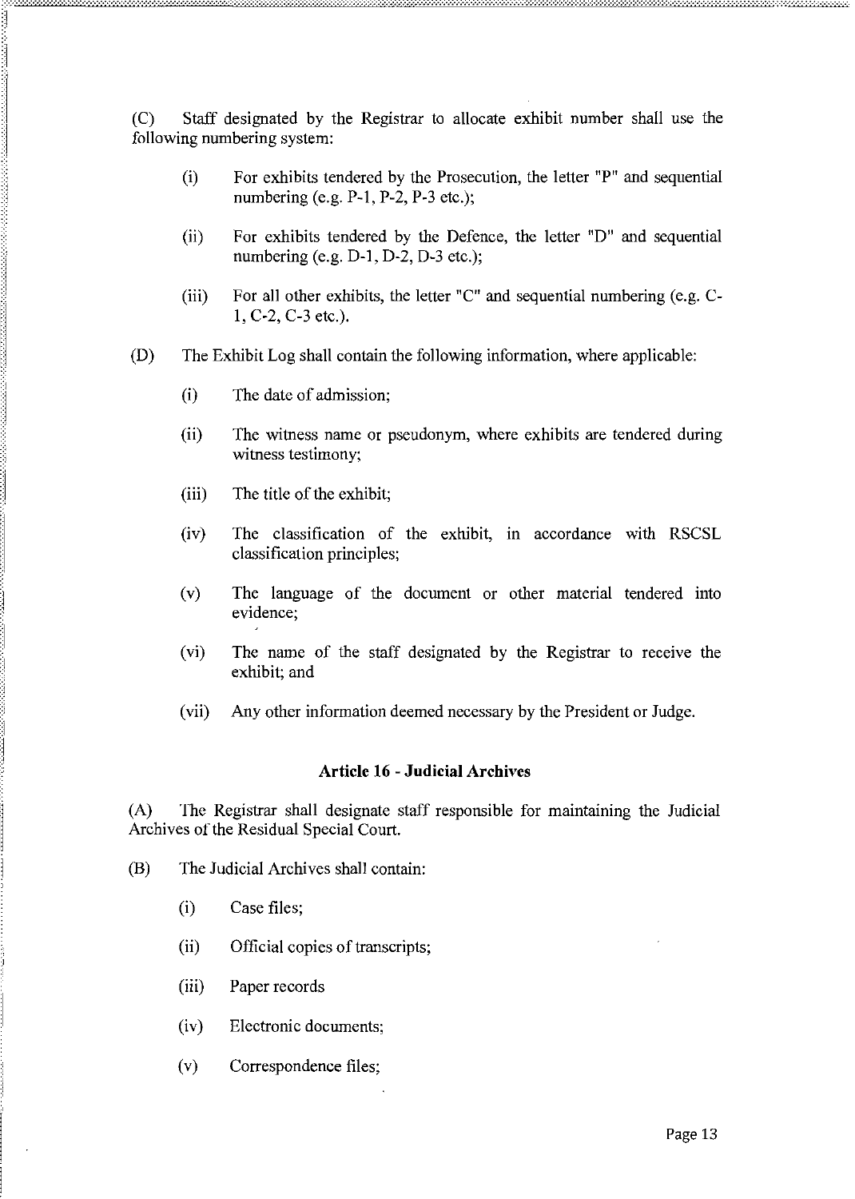(C) Staff designated by the Registrar to allocate exhibit number shall use the following numbering system:

- (i) For exhibits tendered by the Prosecution, the letter "P" and sequential numbering (e.g. P-1, P-2, P-3 etc.);
- (ii) For exhibits tendered by the Defence, the letter "D" and sequential numbering (e.g. D-1, D-2, D-3 etc.);
- (iii) For all other exhibits, the letter "C" and sequential numbering (e.g. C-1, C-2, C-3 etc.).

(D) The Exhibit Log shall contain the following information, where applicable:

- (i) The date of admission;
- (ii) The witness name or pseudonym, where exhibits are tendered during witness testimony;
- (iii) The title of the exhibit;
- (iv) The classification of the exhibit, in accordance with RSCSL classification principles;
- (v) The language of the document or other material tendered into evidence;
- (vi) The name of the staff designated by the Registrar to receive the exhibit; and
- (vii) Any other information deemed necessary by the President or Judge.

### Article 16 - Judicial Archives

(A) The Registrar shall designate staff responsible for maintaining the Judicial Archives of the Residual Special Court.

(B) The Judicial Archives shall contain:

- (i) Case files;
- (ii) Official copies of transcripts;
- (iii) Paper records
- (iv) Electronic documents;
- (v) Correspondence files;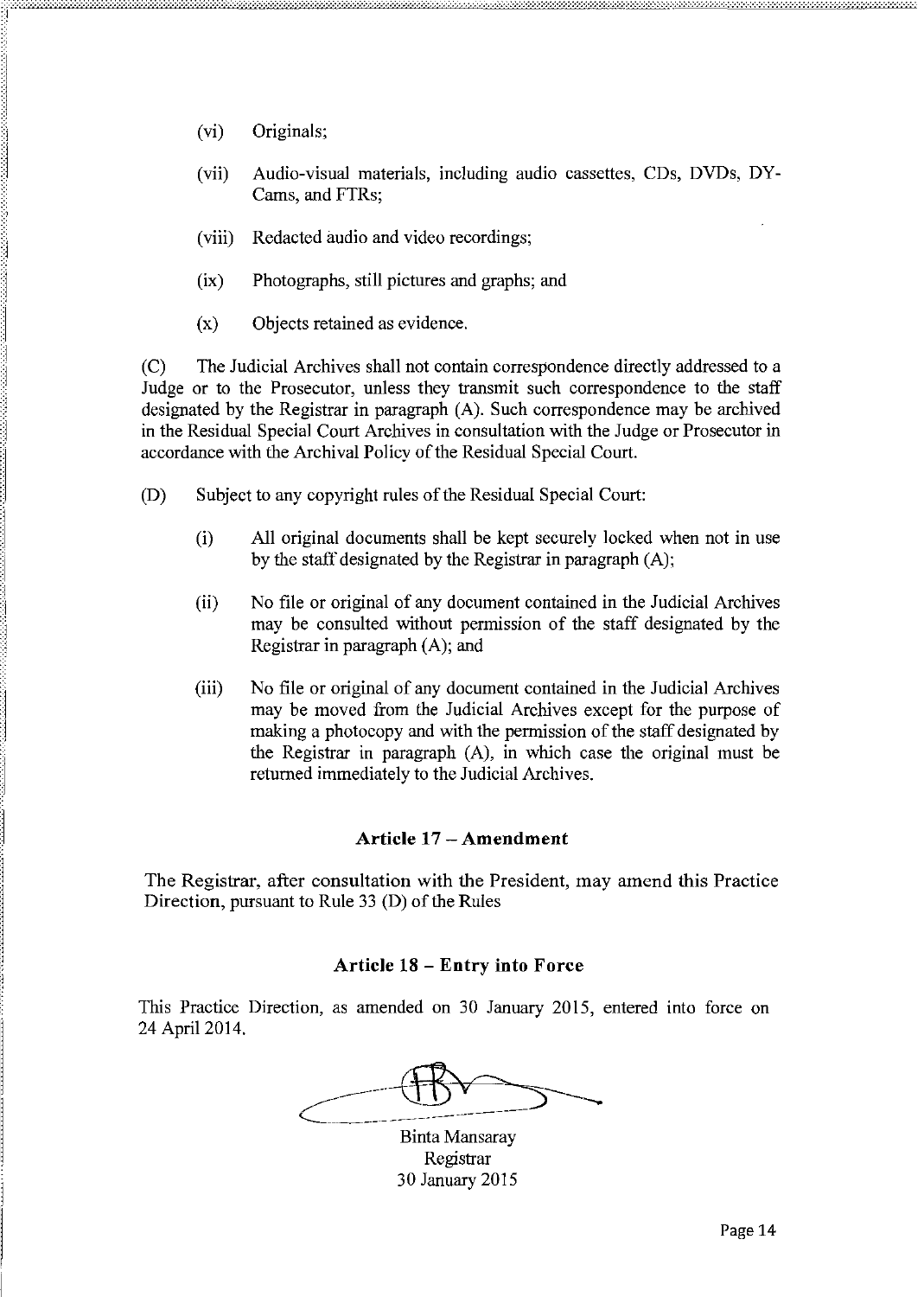(vi) Originals;

(vii) Audio-visual materials, including audio cassettes, CDs, DVDs, DY-Cams, and FTRs;

(viii) Redacted audio and video recordings;

(ix) Photographs, still pictures and graphs; and

(x) Objects retained as evidence.

(C) The Judicial Archives shall not contain correspondence directly addressed to a Judge or to the Prosecutor, unless they transmit such correspondence to the staff designated by the Registrar in paragraph (A). Such correspondence may be archived in the Residual Special Court Archives in consultation with the Judge or Prosecutor in accordance with the Archival Policy of the Residual Special Court.

(D) Subject to any copyright rules of the Residual Special Court:

(i) All original documents shall be kept securely locked when not in use by the staff designated by the Registrar in paragraph (A);

(ii) No file or original of any document contained in the Judicial Archives may be consulted without permission of the staff designated by the Registrar in paragraph (A); and

(iii) No file or original of any document contained in the Judicial Archives may be moved from the Judicial Archives except for the purpose of making a photocopy and with the permission of the staff designated by the Registrar in paragraph (A), in which case the original must be returned immediately to the Judicial Archives.

### Article 17 – Amendment

The Registrar, after consultation with the President, may amend this Practice Direction, pursuant to Rule 33 (D) of the Rules

### Article 18 – Entry into Force

This Practice Direction, as amended on 30 January 2015, entered into force on 24 April 2014.

Binta Mansaray
Registrar
30 January 2015